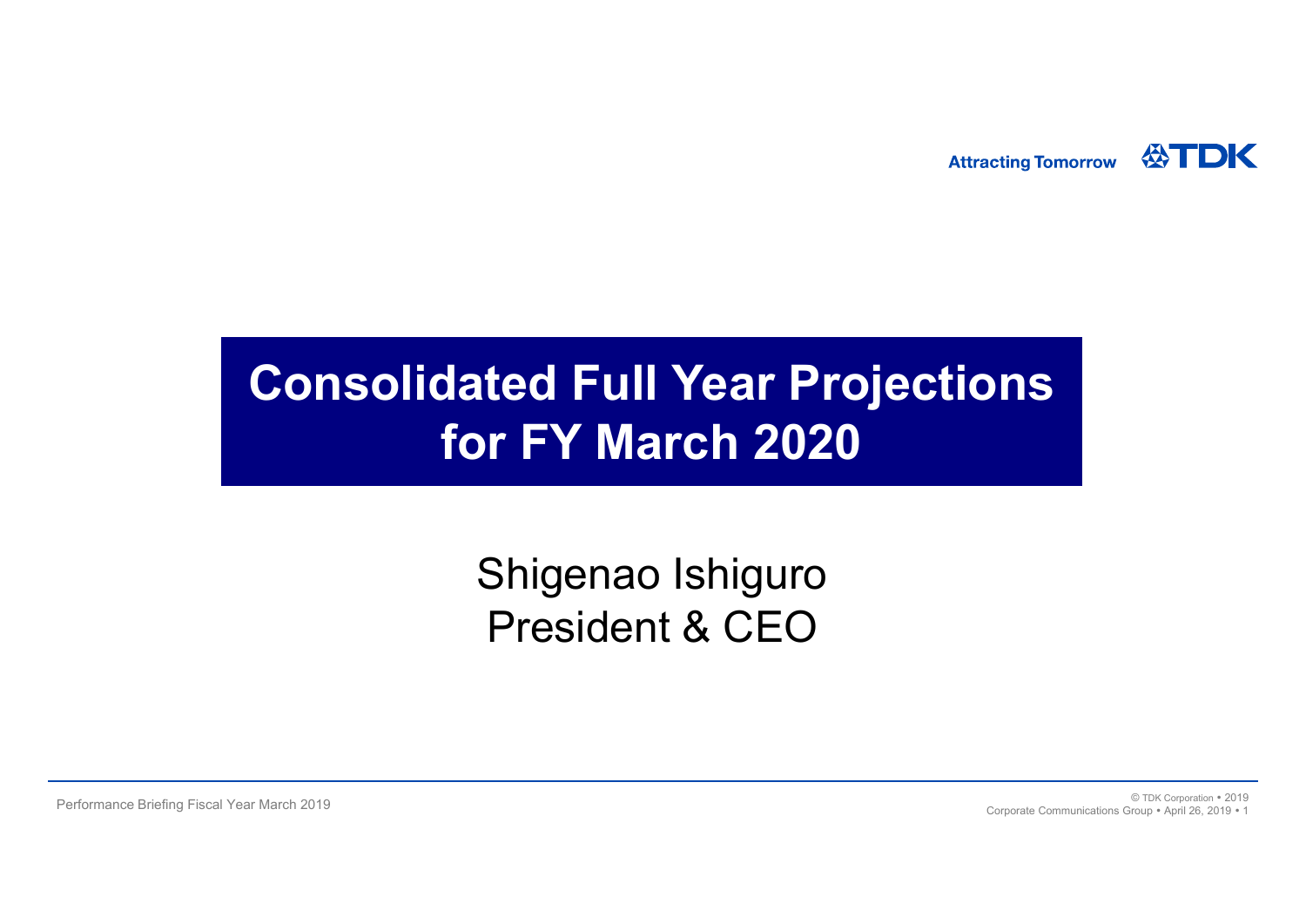Attracting Tomorrow TDK

# Consolidated Full Year Projections for FY March 2020

Shigenao Ishiguro
President & CEO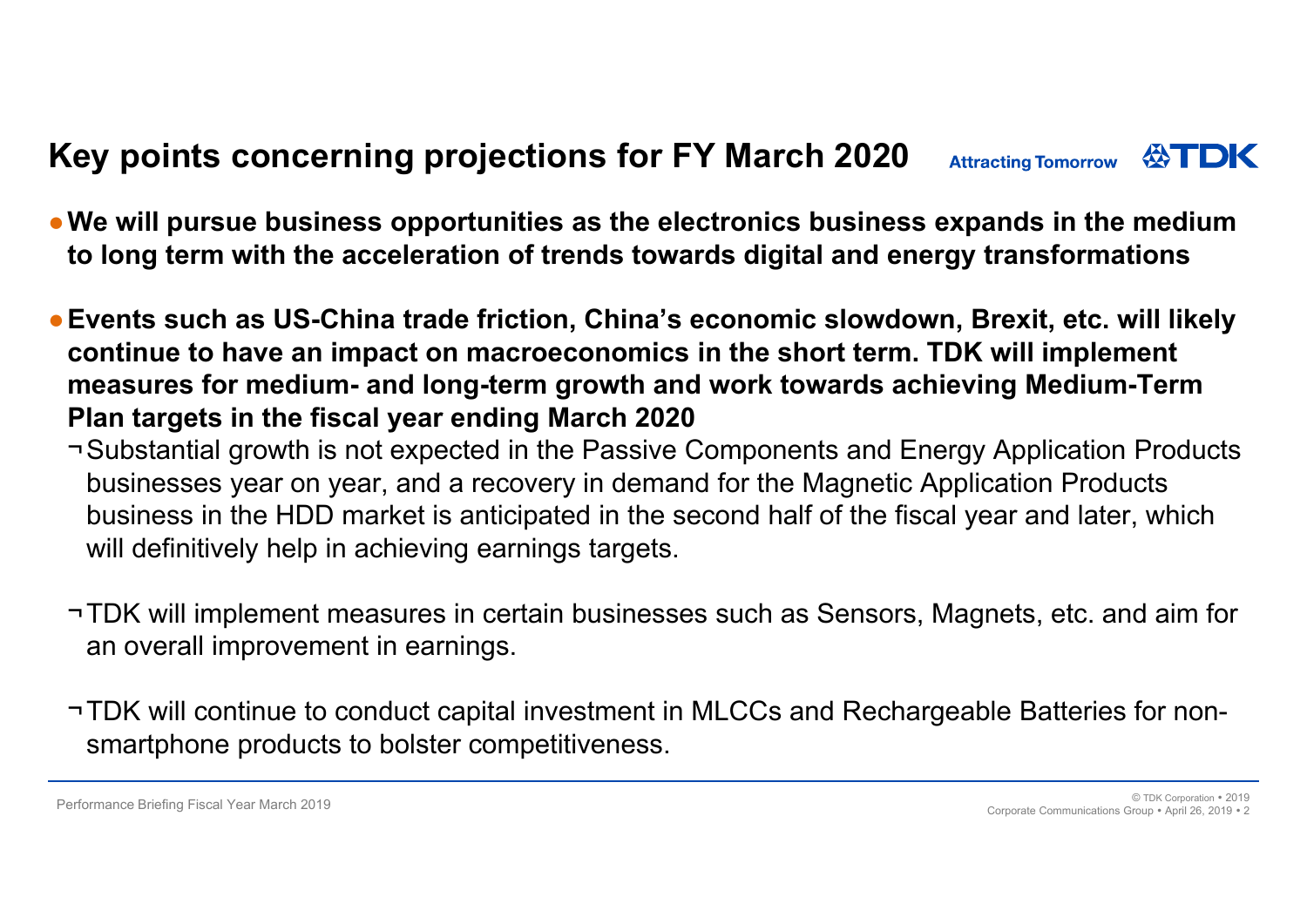## Key points concerning projections for FY March 2020

- **We will pursue business opportunities as the electronics business expands in the medium to long term with the acceleration of trends towards digital and energy transformations**

- **Events such as US-China trade friction, China's economic slowdown, Brexit, etc. will likely continue to have an impact on macroeconomics in the short term. TDK will implement measures for medium- and long-term growth and work towards achieving Medium-Term Plan targets in the fiscal year ending March 2020**
  - Substantial growth is not expected in the Passive Components and Energy Application Products businesses year on year, and a recovery in demand for the Magnetic Application Products business in the HDD market is anticipated in the second half of the fiscal year and later, which will definitively help in achieving earnings targets.
  - TDK will implement measures in certain businesses such as Sensors, Magnets, etc. and aim for an overall improvement in earnings.
  - TDK will continue to conduct capital investment in MLCCs and Rechargeable Batteries for non-smartphone products to bolster competitiveness.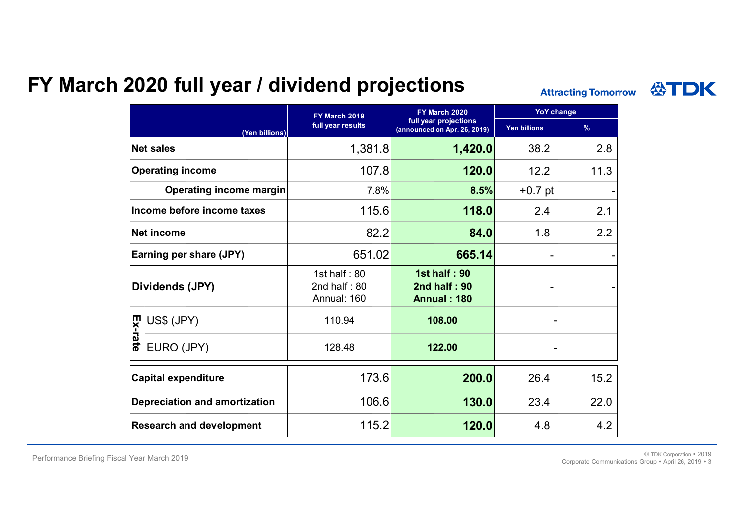# FY March 2020 full year / dividend projections

Attracting Tomorrow TDK

| (Yen billions) | | FY March 2019 full year results | FY March 2020 full year projections (announced on Apr. 26, 2019) | YoY change | |
|---|---|---|---|---|---|
| | | | | Yen billions | % |
| Net sales | | 1,381.8 | **1,420.0** | 38.2 | 2.8 |
| Operating income | | 107.8 | **120.0** | 12.2 | 11.3 |
| Operating income margin | | 7.8% | **8.5%** | +0.7 pt | - |
| Income before income taxes | | 115.6 | **118.0** | 2.4 | 2.1 |
| Net income | | 82.2 | **84.0** | 1.8 | 2.2 |
| Earning per share (JPY) | | 651.02 | **665.14** | - | - |
| Dividends (JPY) | | 1st half : 80<br>2nd half : 80<br>Annual: 160 | **1st half : 90<br>2nd half : 90<br>Annual : 180** | - | - |
| Ex-rate | US$ (JPY) | 110.94 | **108.00** | - | |
| | EURO (JPY) | 128.48 | **122.00** | - | |
| Capital expenditure | | 173.6 | **200.0** | 26.4 | 15.2 |
| Depreciation and amortization | | 106.6 | **130.0** | 23.4 | 22.0 |
| Research and development | | 115.2 | **120.0** | 4.8 | 4.2 |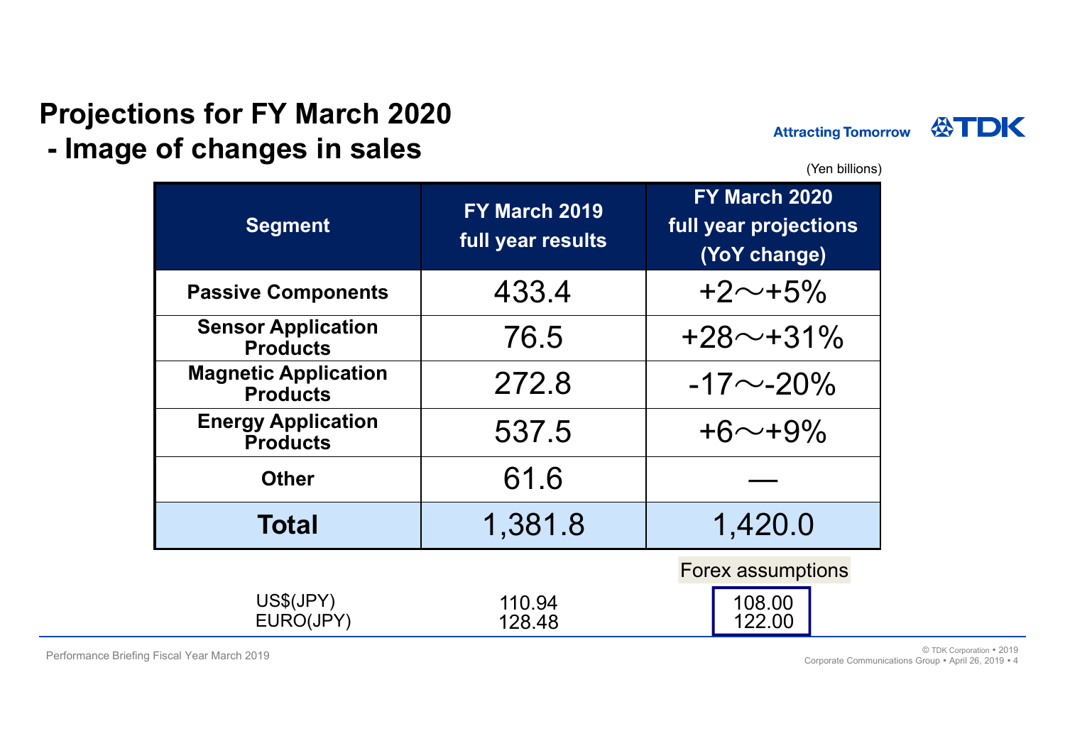# Projections for FY March 2020
## - Image of changes in sales

Attracting Tomorrow TDK

(Yen billions)

| Segment | FY March 2019 full year results | FY March 2020 full year projections (YoY change) |
|---|---|---|
| Passive Components | 433.4 | +2～+5% |
| Sensor Application Products | 76.5 | +28～+31% |
| Magnetic Application Products | 272.8 | -17～-20% |
| Energy Application Products | 537.5 | +6～+9% |
| Other | 61.6 | — |
| **Total** | 1,381.8 | 1,420.0 |

| | | Forex assumptions |
|---|---|---|
| US$(JPY) | 110.94 | 108.00 |
| EURO(JPY) | 128.48 | 122.00 |

Performance Briefing Fiscal Year March 2019

© TDK Corporation • 2019
Corporate Communications Group • April 26, 2019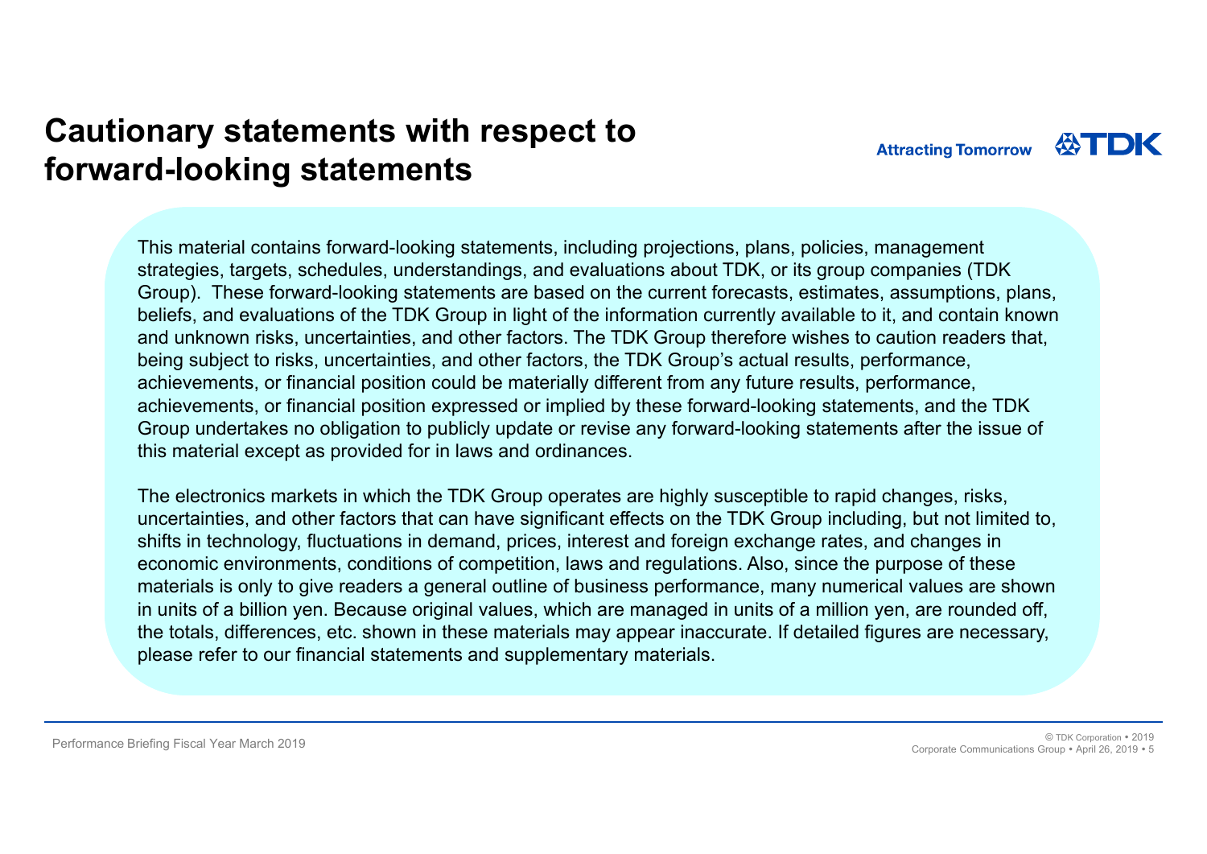# Cautionary statements with respect to forward-looking statements

This material contains forward-looking statements, including projections, plans, policies, management strategies, targets, schedules, understandings, and evaluations about TDK, or its group companies (TDK Group). These forward-looking statements are based on the current forecasts, estimates, assumptions, plans, beliefs, and evaluations of the TDK Group in light of the information currently available to it, and contain known and unknown risks, uncertainties, and other factors. The TDK Group therefore wishes to caution readers that, being subject to risks, uncertainties, and other factors, the TDK Group's actual results, performance, achievements, or financial position could be materially different from any future results, performance, achievements, or financial position expressed or implied by these forward-looking statements, and the TDK Group undertakes no obligation to publicly update or revise any forward-looking statements after the issue of this material except as provided for in laws and ordinances.

The electronics markets in which the TDK Group operates are highly susceptible to rapid changes, risks, uncertainties, and other factors that can have significant effects on the TDK Group including, but not limited to, shifts in technology, fluctuations in demand, prices, interest and foreign exchange rates, and changes in economic environments, conditions of competition, laws and regulations. Also, since the purpose of these materials is only to give readers a general outline of business performance, many numerical values are shown in units of a billion yen. Because original values, which are managed in units of a million yen, are rounded off, the totals, differences, etc. shown in these materials may appear inaccurate. If detailed figures are necessary, please refer to our financial statements and supplementary materials.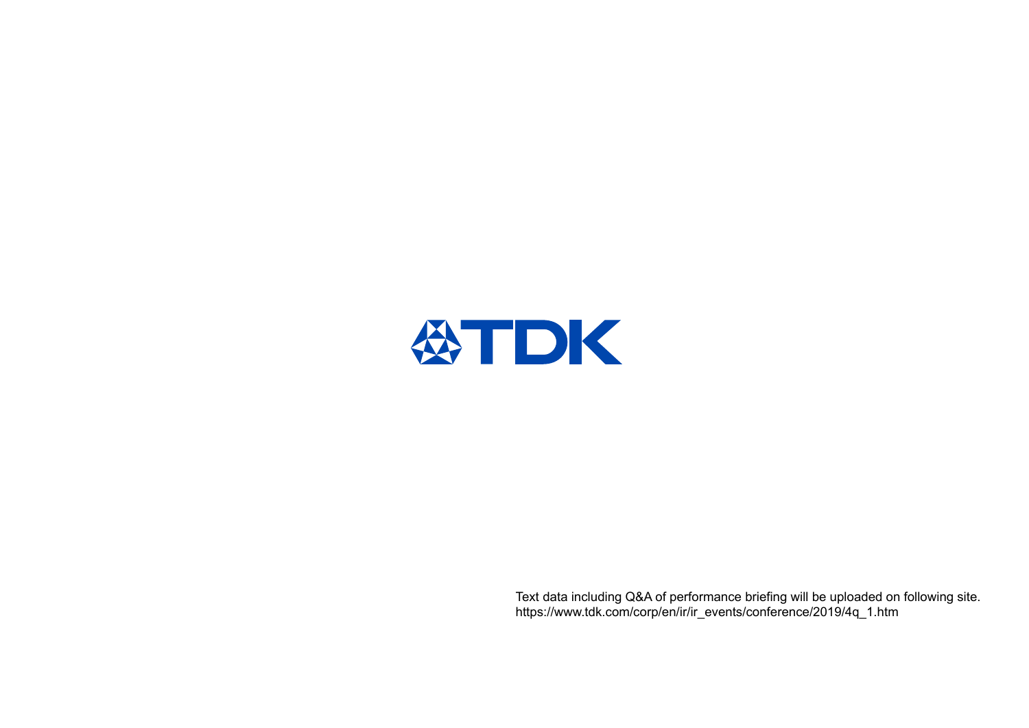TDK

Text data including Q&A of performance briefing will be uploaded on following site.
https://www.tdk.com/corp/en/ir/ir_events/conference/2019/4q_1.htm